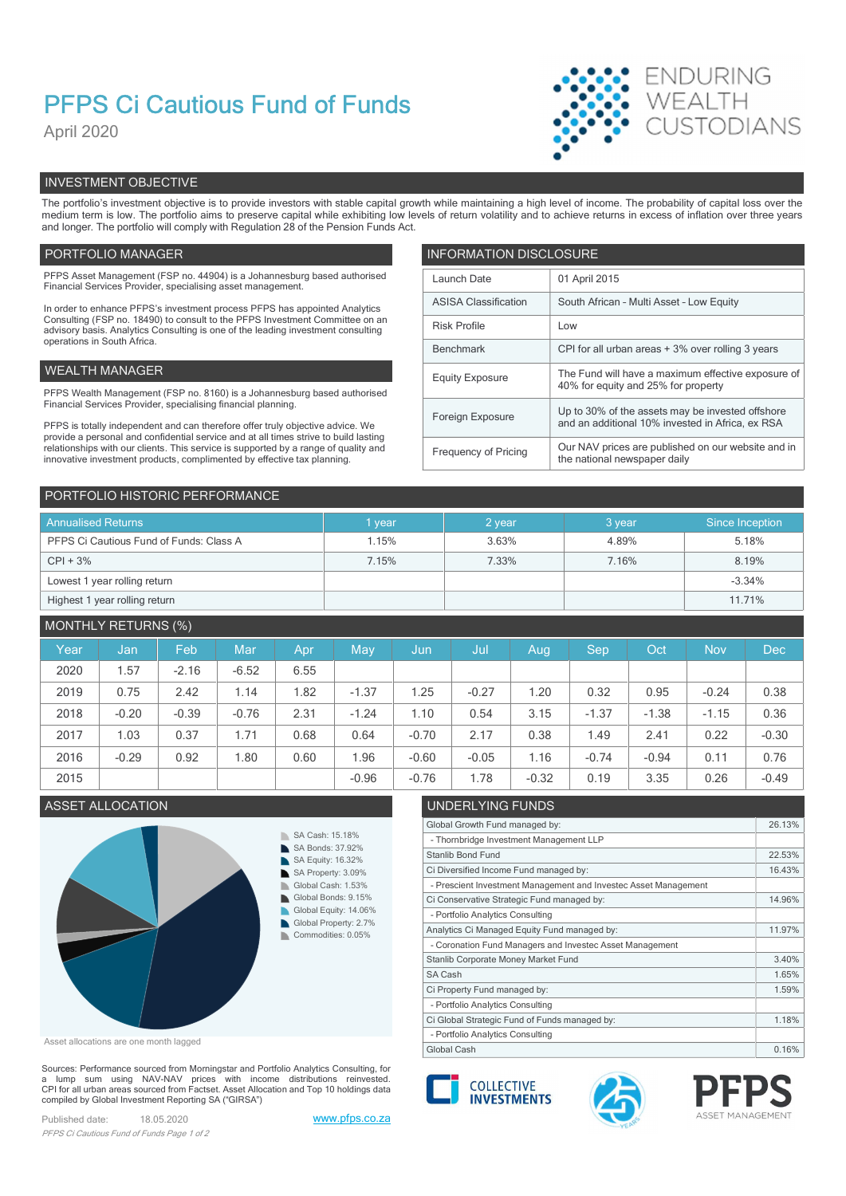# PFPS Ci Cautious Fund of Funds

April 2020

ENDURING WEALTH CUSTODIANS

## INVESTMENT OBJECTIVE

The portfolio's investment objective is to provide investors with stable capital growth while maintaining a high level of income. The probability of capital loss over the medium term is low. The portfolio aims to preserve capital while exhibiting low levels of return volatility and to achieve returns in excess of inflation over three years and longer. The portfolio will comply with Regulation 28 of the Pension Funds Act.

## PORTFOLIO MANAGER

PFPS Asset Management (FSP no. 44904) is a Johannesburg based authorised Financial Services Provider, specialising asset management.

In order to enhance PFPS's investment process PFPS has appointed Analytics Consulting (FSP no. 18490) to consult to the PFPS Investment Committee on an advisory basis. Analytics Consulting is one of the leading investment consulting operations in South Africa.

## WEALTH MANAGER

PFPS Wealth Management (FSP no. 8160) is a Johannesburg based authorised Financial Services Provider, specialising financial planning.

PFPS is totally independent and can therefore offer truly objective advice. We provide a personal and confidential service and at all times strive to build lasting relationships with our clients. This service is supported by a range of quality and innovative investment products, complimented by effective tax planning.

## INFORMATION DISCLOSURE

| | |
|---|---|
| Launch Date | 01 April 2015 |
| ASISA Classification | South African - Multi Asset - Low Equity |
| Risk Profile | Low |
| Benchmark | CPI for all urban areas + 3% over rolling 3 years |
| Equity Exposure | The Fund will have a maximum effective exposure of 40% for equity and 25% for property |
| Foreign Exposure | Up to 30% of the assets may be invested offshore and an additional 10% invested in Africa, ex RSA |
| Frequency of Pricing | Our NAV prices are published on our website and in the national newspaper daily |

## PORTFOLIO HISTORIC PERFORMANCE

| Annualised Returns | 1 year | 2 year | 3 year | Since Inception |
|---|---|---|---|---|
| PFPS Ci Cautious Fund of Funds: Class A | 1.15% | 3.63% | 4.89% | 5.18% |
| CPI + 3% | 7.15% | 7.33% | 7.16% | 8.19% |
| Lowest 1 year rolling return | | | | -3.34% |
| Highest 1 year rolling return | | | | 11.71% |

## MONTHLY RETURNS (%)

| Year | Jan | Feb | Mar | Apr | May | Jun | Jul | Aug | Sep | Oct | Nov | Dec |
|---|---|---|---|---|---|---|---|---|---|---|---|---|
| 2020 | 1.57 | -2.16 | -6.52 | 6.55 | | | | | | | | |
| 2019 | 0.75 | 2.42 | 1.14 | 1.82 | -1.37 | 1.25 | -0.27 | 1.20 | 0.32 | 0.95 | -0.24 | 0.38 |
| 2018 | -0.20 | -0.39 | -0.76 | 2.31 | -1.24 | 1.10 | 0.54 | 3.15 | -1.37 | -1.38 | -1.15 | 0.36 |
| 2017 | 1.03 | 0.37 | 1.71 | 0.68 | 0.64 | -0.70 | 2.17 | 0.38 | 1.49 | 2.41 | 0.22 | -0.30 |
| 2016 | -0.29 | 0.92 | 1.80 | 0.60 | 1.96 | -0.60 | -0.05 | 1.16 | -0.74 | -0.94 | 0.11 | 0.76 |
| 2015 | | | | | -0.96 | -0.76 | 1.78 | -0.32 | 0.19 | 3.35 | 0.26 | -0.49 |

## ASSET ALLOCATION

- SA Cash: 15.18%
- SA Bonds: 37.92%
- SA Equity: 16.32%
- SA Property: 3.09%
- Global Cash: 1.53%
- Global Bonds: 9.15%
- Global Equity: 14.06%
- Global Property: 2.7%
- Commodities: 0.05%

Asset allocations are one month lagged

## UNDERLYING FUNDS

| Fund | % |
|---|---|
| Global Growth Fund managed by: | 26.13% |
| - Thornbridge Investment Management LLP | |
| Stanlib Bond Fund | 22.53% |
| Ci Diversified Income Fund managed by: | 16.43% |
| - Prescient Investment Management and Investec Asset Management | |
| Ci Conservative Strategic Fund managed by: | 14.96% |
| - Portfolio Analytics Consulting | |
| Analytics Ci Managed Equity Fund managed by: | 11.97% |
| - Coronation Fund Managers and Investec Asset Management | |
| Stanlib Corporate Money Market Fund | 3.40% |
| SA Cash | 1.65% |
| Ci Property Fund managed by: | 1.59% |
| - Portfolio Analytics Consulting | |
| Ci Global Strategic Fund of Funds managed by: | 1.18% |
| - Portfolio Analytics Consulting | |
| Global Cash | 0.16% |

Sources: Performance sourced from Morningstar and Portfolio Analytics Consulting, for a lump sum using NAV-NAV prices with income distributions reinvested. CPI for all urban areas sourced from Factset. Asset Allocation and Top 10 holdings data compiled by Global Investment Reporting SA ("GIRSA")

Published date: 18.05.2020

www.pfps.co.za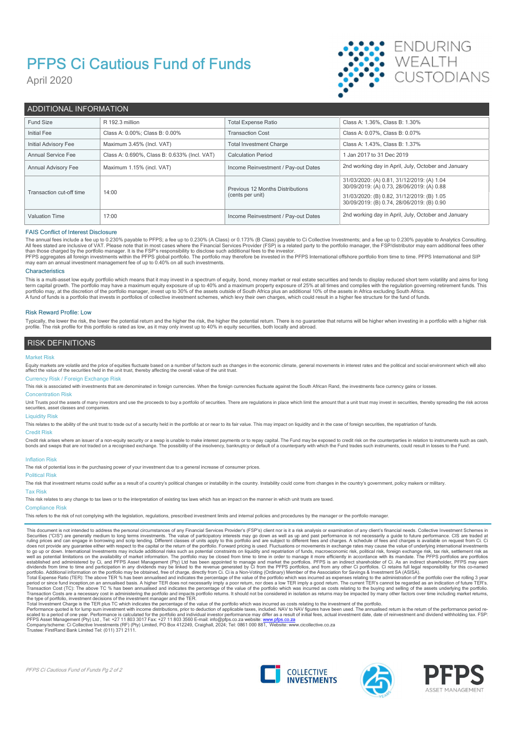# PFPS Ci Cautious Fund of Funds

April 2020

ENDURING WEALTH CUSTODIANS

## ADDITIONAL INFORMATION

| | | | |
|---|---|---|---|
| Fund Size | R 192.3 million | Total Expense Ratio | Class A: 1.36%, Class B: 1.30% |
| Initial Fee | Class A: 0.00%; Class B: 0.00% | Transaction Cost | Class A: 0.07%, Class B: 0.07% |
| Initial Advisory Fee | Maximum 3.45% (Incl. VAT) | Total Investment Charge | Class A: 1.43%, Class B: 1.37% |
| Annual Service Fee | Class A: 0.690%, Class B: 0.633% (Incl. VAT) | Calculation Period | 1 Jan 2017 to 31 Dec 2019 |
| Annual Advisory Fee | Maximum 1.15% (incl. VAT) | Income Reinvestment / Pay-out Dates | 2nd working day in April, July, October and January |
| Transaction cut-off time | 14:00 | Previous 12 Months Distributions (cents per unit) | 31/03/2020: (A) 0.81, 31/12/2019: (A) 1.04 30/09/2019: (A) 0.73, 28/06/2019: (A) 0.88 31/03/2020: (B) 0.82, 31/12/2019: (B) 1.05 30/09/2019: (B) 0.74, 28/06/2019: (B) 0.90 |
| Valuation Time | 17:00 | Income Reinvestment / Pay-out Dates | 2nd working day in April, July, October and January |

### FAIS Conflict of Interest Disclosure

The annual fees include a fee up to 0.230% payable to PFPS; a fee up to 0.230% (A Class) or 0.173% (B Class) payable to Ci Collective Investments; and a fee up to 0.230% payable to Analytics Consulting. All fees stated are inclusive of VAT. Please note that in most cases where the Financial Services Provider (FSP) is a related party to the portfolio manager, the FSP/distributor may earn additional fees other than those charged by the portfolio manager. It is the FSP's responsibility to disclose such additional fees to the investor.
PFPS aggregates all foreign investments within the PFPS global portfolio. The portfolio may therefore be invested in the PFPS International offshore portfolio from time to time. PFPS International and SIP may earn an annual investment management fee of up to 0.40% on all such investments.

### Characteristics

This is a multi-asset low equity portfolio which means that it may invest in a spectrum of equity, bond, money market or real estate securities and tends to display reduced short term volatility and aims for long term capital growth. The portfolio may have a maximum equity exposure of up to 40% and a maximum property exposure of 25% at all times and complies with the regulation governing retirement funds. This portfolio may, at the discretion of the portfolio manager, invest up to 30% of the assets outside of South Africa plus an additional 10% of the assets in Africa excluding South Africa.
A fund of funds is a portfolio that invests in portfolios of collective investment schemes, which levy their own charges, which could result in a higher fee structure for the fund of funds.

### Risk Reward Profile: Low

Typically, the lower the risk, the lower the potential return and the higher the risk, the higher the potential return. There is no guarantee that returns will be higher when investing in a portfolio with a higher risk profile. The risk profile for this portfolio is rated as low, as it may only invest up to 40% in equity securities, both locally and abroad.

## RISK DEFINITIONS

### Market Risk

Equity markets are volatile and the price of equities fluctuate based on a number of factors such as changes in the economic climate, general movements in interest rates and the political and social environment which will also affect the value of the securities held in the unit trust, thereby affecting the overall value of the unit trust.

### Currency Risk / Foreign Exchange Risk

This risk is associated with investments that are denominated in foreign currencies. When the foreign currencies fluctuate against the South African Rand, the investments face currency gains or losses.

### Concentration Risk

Unit Trusts pool the assets of many investors and use the proceeds to buy a portfolio of securities. There are regulations in place which limit the amount that a unit trust may invest in securities, thereby spreading the risk across securities, asset classes and companies.

### Liquidity Risk

This relates to the ability of the unit trust to trade out of a security held in the portfolio at or near to its fair value. This may impact on liquidity and in the case of foreign securities, the repatriation of funds.

### Credit Risk

Credit risk arises where an issuer of a non-equity security or a swap is unable to make interest payments or to repay capital. The Fund may be exposed to credit risk on the counterparties in relation to instruments such as cash, bonds and swaps that are not traded on a recognised exchange. The possibility of the insolvency, bankruptcy or default of a counterparty with which the Fund trades such instruments, could result in losses to the Fund.

### Inflation Risk

The risk of potential loss in the purchasing power of your investment due to a general increase of consumer prices.

### Political Risk

The risk that investment returns could suffer as a result of a country's political changes or instability in the country. Instability could come from changes in the country's government, policy makers or military.

### Tax Risk

This risk relates to any change to tax laws or to the interpretation of existing tax laws which has an impact on the manner in which unit trusts are taxed.

### Compliance Risk

This refers to the risk of not complying with the legislation, regulations, prescribed investment limits and internal policies and procedures by the manager or the portfolio manager.

This document is not intended to address the personal circumstances of any Financial Services Provider's (FSP's) client nor is it a risk analysis or examination of any client's financial needs. Collective Investment Schemes in Securities ("CIS") are generally medium to long terms investments. The value of participatory interests may go down as well as up and past performance is not necessarily a guide to future performance. CIS are traded at ruling prices and can engage in borrowing and scrip lending. Different classes of units apply to this portfolio and are subject to different fees and charges. A schedule of fees and charges is available on request from Ci. Ci does not provide any guarantee either with respect to the capital or the return of the portfolio. Forward pricing is used. Fluctuations or movements in exchange rates may cause the value of underlying international investments to go up or down. International Investments may include additional risks such as potential constraints on liquidity and repatriation of funds, macroeconomic risk, political risk, foreign exchange risk, tax risk, settlement risk as well as potential limitations on the availability of market information. The portfolio may be closed from time to time in order to manage it more efficiently in accordance with its mandate. The PFPS portfolios are portfolios established and administered by Ci, and PFPS Asset Management (Pty) Ltd has been appointed to manage and market the portfolios. PFPS is an indirect shareholder of Ci. As an indirect shareholder, PFPS may earn dividends from time to time and participation in any dividends may be linked to the revenue generated by Ci from the PFPS portfolios, and from any other Ci portfolios. Ci retains full legal responsibility for this co-named portfolio. Additional information on the portfolio may be obtained, free of charge, directly from Ci. Ci is a Non-Voting (Ordinary) Member of the Association for Savings & Investment SA (ASISA).
Total Expense Ratio (TER): The above TER % has been annualised and indicates the percentage of the value of the portfolio which was incurred as expenses relating to the administration of the portfolio over the rolling 3 year period or since fund inception,on an annualised basis. A higher TER does not necessarily imply a poor return, nor does a low TER imply a good return. The current TER's cannot be regarded as an indication of future TER's. Transaction Cost (TC): The above TC % has been annualised and indicates the percentage of the value of the portfolio which was incurred as costs relating to the buying and selling of the assets underlying the portfolio. Transaction Costs are a necessary cost in administering the portfolio and impacts portfolio returns. It should not be considered in isolation as returns may be impacted by many other factors over time including market returns, the type of portfolio, investment decisions of the investment manager and the TER.
Total Investment Charge is the TER plus TC which indicates the percentage of the value of the portfolio which was incurred as costs relating to the investment of the portfolio.
Performance quoted is for lump sum investment with income distributions, prior to deduction of applicable taxes, included. NAV to NAV figures have been used. The annualised return is the return of the performance period re-scaled to a period of one year. Performance is calculated for the portfolio and individual investor performance may differ as a result of initial fees, actual investment date, date of reinvestment and dividend withholding tax. FSP: PFPS Asset Management (Pty) Ltd , Tel: +27 11 803 3017 Fax: +27 11 803 3560 E-mail: info@pfps.co.za website: www.pfps.co.za
Company/scheme: Ci Collective Investments (RF) (Pty) Limited, PO Box 412249, Craighall, 2024; Tel: 0861 000 881, Website: www.cicollective.co.za
Trustee: FirstRand Bank Limited Tel: (011) 371 2111.